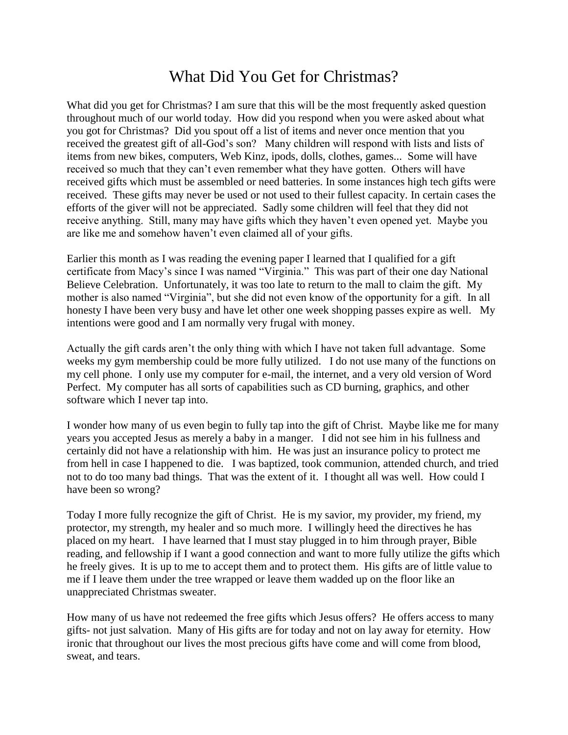# What Did You Get for Christmas?

What did you get for Christmas? I am sure that this will be the most frequently asked question throughout much of our world today. How did you respond when you were asked about what you got for Christmas? Did you spout off a list of items and never once mention that you received the greatest gift of all-God's son? Many children will respond with lists and lists of items from new bikes, computers, Web Kinz, ipods, dolls, clothes, games... Some will have received so much that they can't even remember what they have gotten. Others will have received gifts which must be assembled or need batteries. In some instances high tech gifts were received. These gifts may never be used or not used to their fullest capacity. In certain cases the efforts of the giver will not be appreciated. Sadly some children will feel that they did not receive anything. Still, many may have gifts which they haven't even opened yet. Maybe you are like me and somehow haven't even claimed all of your gifts.

Earlier this month as I was reading the evening paper I learned that I qualified for a gift certificate from Macy's since I was named "Virginia." This was part of their one day National Believe Celebration. Unfortunately, it was too late to return to the mall to claim the gift. My mother is also named "Virginia", but she did not even know of the opportunity for a gift. In all honesty I have been very busy and have let other one week shopping passes expire as well. My intentions were good and I am normally very frugal with money.

Actually the gift cards aren't the only thing with which I have not taken full advantage. Some weeks my gym membership could be more fully utilized. I do not use many of the functions on my cell phone. I only use my computer for e-mail, the internet, and a very old version of Word Perfect. My computer has all sorts of capabilities such as CD burning, graphics, and other software which I never tap into.

I wonder how many of us even begin to fully tap into the gift of Christ. Maybe like me for many years you accepted Jesus as merely a baby in a manger. I did not see him in his fullness and certainly did not have a relationship with him. He was just an insurance policy to protect me from hell in case I happened to die. I was baptized, took communion, attended church, and tried not to do too many bad things. That was the extent of it. I thought all was well. How could I have been so wrong?

Today I more fully recognize the gift of Christ. He is my savior, my provider, my friend, my protector, my strength, my healer and so much more. I willingly heed the directives he has placed on my heart. I have learned that I must stay plugged in to him through prayer, Bible reading, and fellowship if I want a good connection and want to more fully utilize the gifts which he freely gives. It is up to me to accept them and to protect them. His gifts are of little value to me if I leave them under the tree wrapped or leave them wadded up on the floor like an unappreciated Christmas sweater.

How many of us have not redeemed the free gifts which Jesus offers? He offers access to many gifts- not just salvation. Many of His gifts are for today and not on lay away for eternity. How ironic that throughout our lives the most precious gifts have come and will come from blood, sweat, and tears.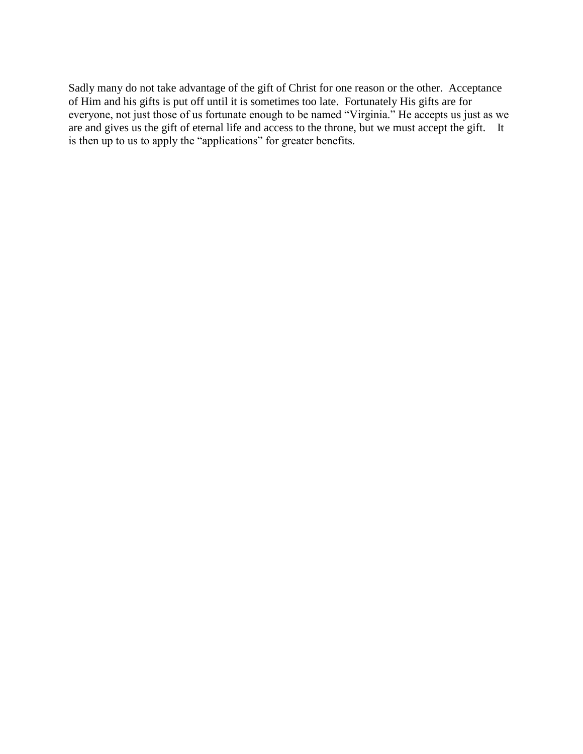Sadly many do not take advantage of the gift of Christ for one reason or the other. Acceptance of Him and his gifts is put off until it is sometimes too late. Fortunately His gifts are for everyone, not just those of us fortunate enough to be named "Virginia." He accepts us just as we are and gives us the gift of eternal life and access to the throne, but we must accept the gift. It is then up to us to apply the "applications" for greater benefits.